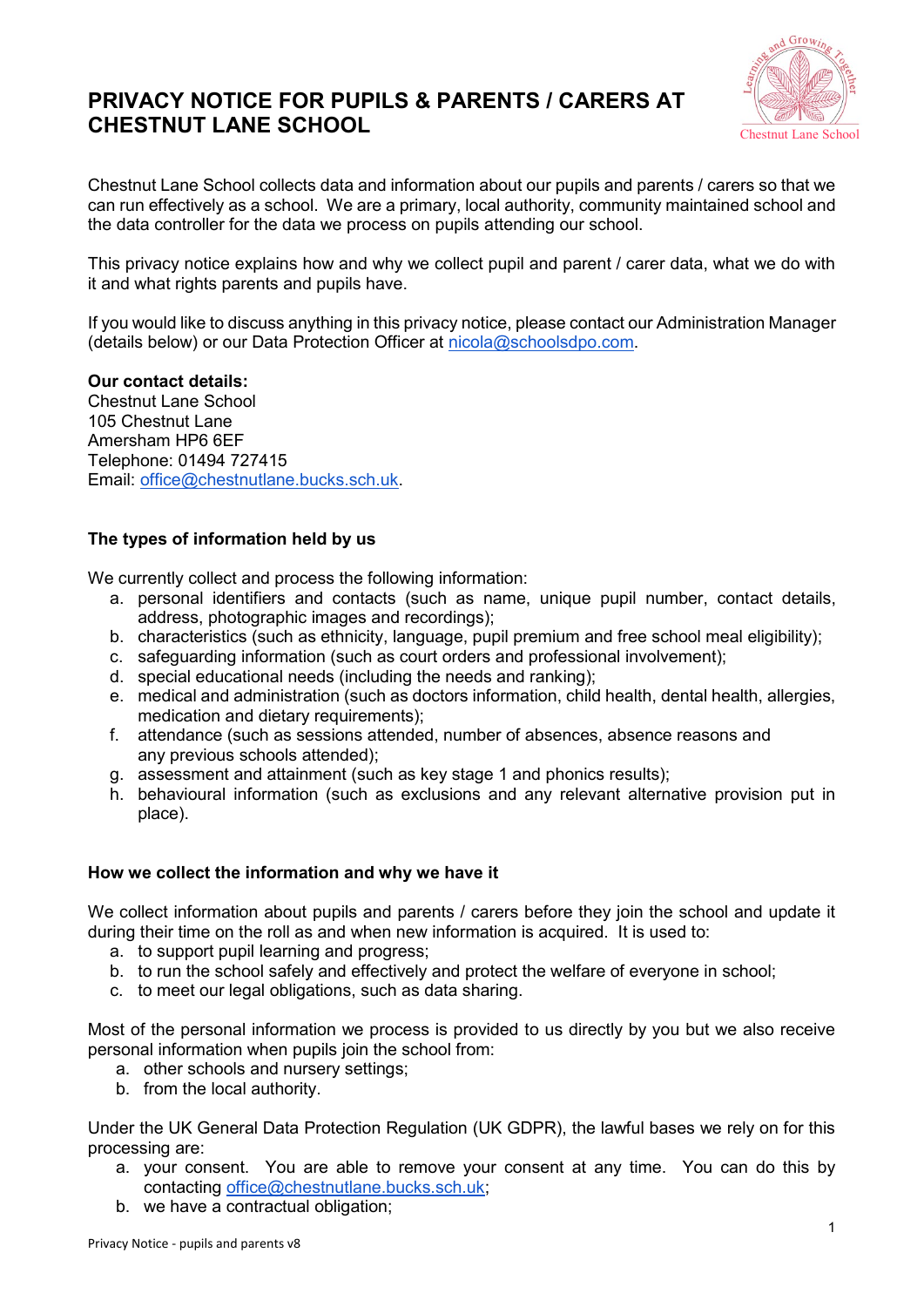# PRIVACY NOTICE FOR PUPILS & PARENTS / CARERS AT CHESTNUT LANE SCHOOL

Chestnut Lane School collects data and information about our pupils and parents / carers so that we can run effectively as a school. We are a primary, local authority, community maintained school and the data controller for the data we process on pupils attending our school.

This privacy notice explains how and why we collect pupil and parent / carer data, what we do with it and what rights parents and pupils have.

If you would like to discuss anything in this privacy notice, please contact our Administration Manager (details below) or our Data Protection Officer at nicola@schoolsdpo.com.

**Our contact details:**
Chestnut Lane School
105 Chestnut Lane
Amersham HP6 6EF
Telephone: 01494 727415
Email: office@chestnutlane.bucks.sch.uk.

## The types of information held by us

We currently collect and process the following information:

a. personal identifiers and contacts (such as name, unique pupil number, contact details, address, photographic images and recordings);
b. characteristics (such as ethnicity, language, pupil premium and free school meal eligibility);
c. safeguarding information (such as court orders and professional involvement);
d. special educational needs (including the needs and ranking);
e. medical and administration (such as doctors information, child health, dental health, allergies, medication and dietary requirements);
f. attendance (such as sessions attended, number of absences, absence reasons and any previous schools attended);
g. assessment and attainment (such as key stage 1 and phonics results);
h. behavioural information (such as exclusions and any relevant alternative provision put in place).

## How we collect the information and why we have it

We collect information about pupils and parents / carers before they join the school and update it during their time on the roll as and when new information is acquired. It is used to:

a. to support pupil learning and progress;
b. to run the school safely and effectively and protect the welfare of everyone in school;
c. to meet our legal obligations, such as data sharing.

Most of the personal information we process is provided to us directly by you but we also receive personal information when pupils join the school from:

a. other schools and nursery settings;
b. from the local authority.

Under the UK General Data Protection Regulation (UK GDPR), the lawful bases we rely on for this processing are:

a. your consent. You are able to remove your consent at any time. You can do this by contacting office@chestnutlane.bucks.sch.uk;
b. we have a contractual obligation;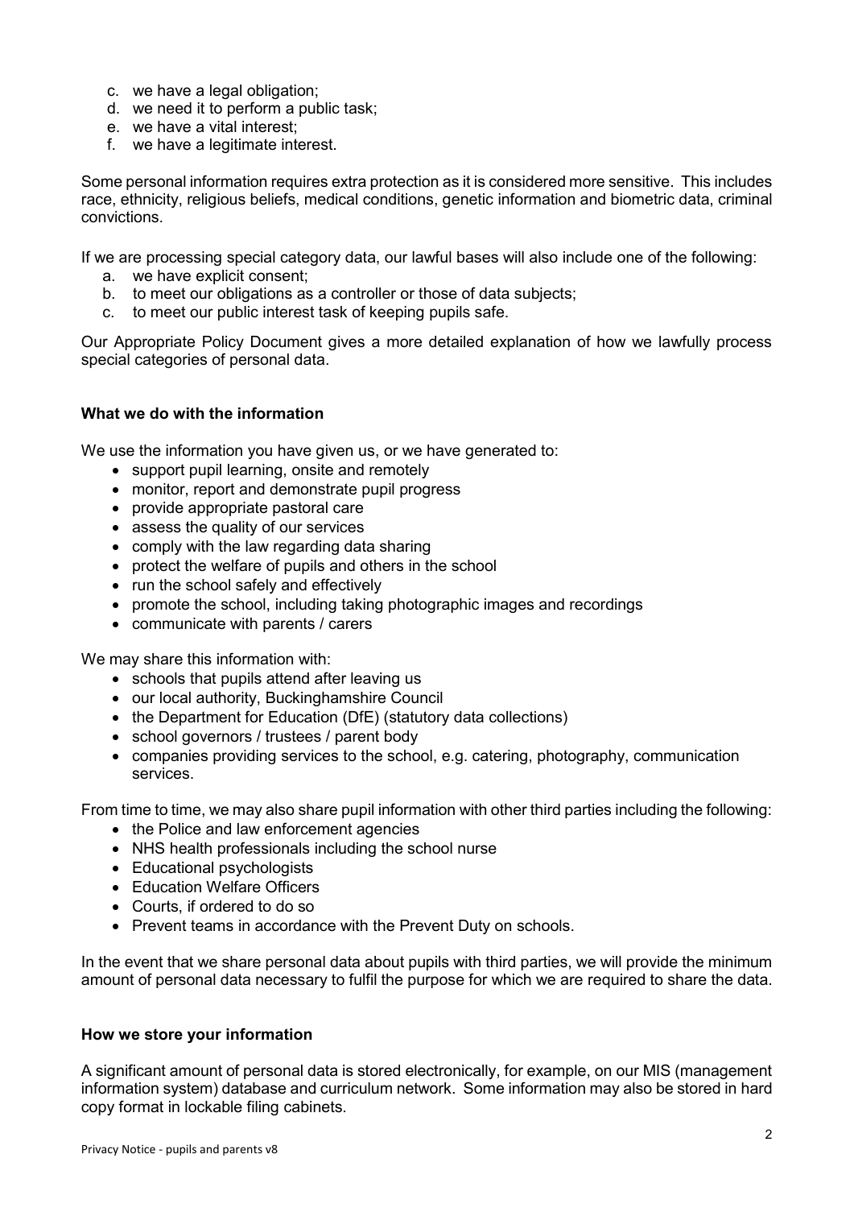c. we have a legal obligation;
d. we need it to perform a public task;
e. we have a vital interest;
f. we have a legitimate interest.

Some personal information requires extra protection as it is considered more sensitive. This includes race, ethnicity, religious beliefs, medical conditions, genetic information and biometric data, criminal convictions.

If we are processing special category data, our lawful bases will also include one of the following:

a. we have explicit consent;
b. to meet our obligations as a controller or those of data subjects;
c. to meet our public interest task of keeping pupils safe.

Our Appropriate Policy Document gives a more detailed explanation of how we lawfully process special categories of personal data.

**What we do with the information**

We use the information you have given us, or we have generated to:

- support pupil learning, onsite and remotely
- monitor, report and demonstrate pupil progress
- provide appropriate pastoral care
- assess the quality of our services
- comply with the law regarding data sharing
- protect the welfare of pupils and others in the school
- run the school safely and effectively
- promote the school, including taking photographic images and recordings
- communicate with parents / carers

We may share this information with:

- schools that pupils attend after leaving us
- our local authority, Buckinghamshire Council
- the Department for Education (DfE) (statutory data collections)
- school governors / trustees / parent body
- companies providing services to the school, e.g. catering, photography, communication services.

From time to time, we may also share pupil information with other third parties including the following:

- the Police and law enforcement agencies
- NHS health professionals including the school nurse
- Educational psychologists
- Education Welfare Officers
- Courts, if ordered to do so
- Prevent teams in accordance with the Prevent Duty on schools.

In the event that we share personal data about pupils with third parties, we will provide the minimum amount of personal data necessary to fulfil the purpose for which we are required to share the data.

**How we store your information**

A significant amount of personal data is stored electronically, for example, on our MIS (management information system) database and curriculum network. Some information may also be stored in hard copy format in lockable filing cabinets.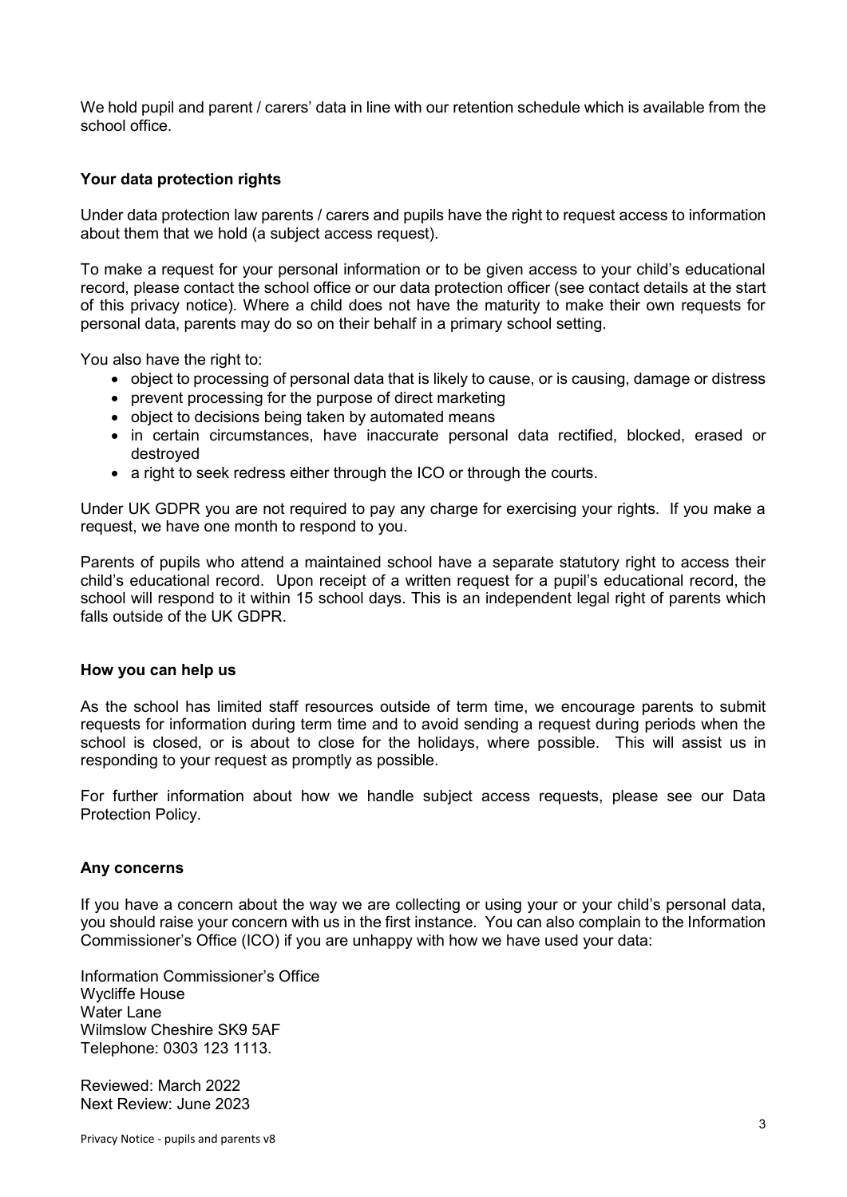We hold pupil and parent / carers' data in line with our retention schedule which is available from the school office.

## Your data protection rights

Under data protection law parents / carers and pupils have the right to request access to information about them that we hold (a subject access request).

To make a request for your personal information or to be given access to your child's educational record, please contact the school office or our data protection officer (see contact details at the start of this privacy notice). Where a child does not have the maturity to make their own requests for personal data, parents may do so on their behalf in a primary school setting.

You also have the right to:

- object to processing of personal data that is likely to cause, or is causing, damage or distress
- prevent processing for the purpose of direct marketing
- object to decisions being taken by automated means
- in certain circumstances, have inaccurate personal data rectified, blocked, erased or destroyed
- a right to seek redress either through the ICO or through the courts.

Under UK GDPR you are not required to pay any charge for exercising your rights. If you make a request, we have one month to respond to you.

Parents of pupils who attend a maintained school have a separate statutory right to access their child's educational record. Upon receipt of a written request for a pupil's educational record, the school will respond to it within 15 school days. This is an independent legal right of parents which falls outside of the UK GDPR.

## How you can help us

As the school has limited staff resources outside of term time, we encourage parents to submit requests for information during term time and to avoid sending a request during periods when the school is closed, or is about to close for the holidays, where possible. This will assist us in responding to your request as promptly as possible.

For further information about how we handle subject access requests, please see our Data Protection Policy.

## Any concerns

If you have a concern about the way we are collecting or using your or your child's personal data, you should raise your concern with us in the first instance. You can also complain to the Information Commissioner's Office (ICO) if you are unhappy with how we have used your data:

Information Commissioner's Office  
Wycliffe House  
Water Lane  
Wilmslow Cheshire SK9 5AF  
Telephone: 0303 123 1113.

Reviewed: March 2022  
Next Review: June 2023

Privacy Notice - pupils and parents v8